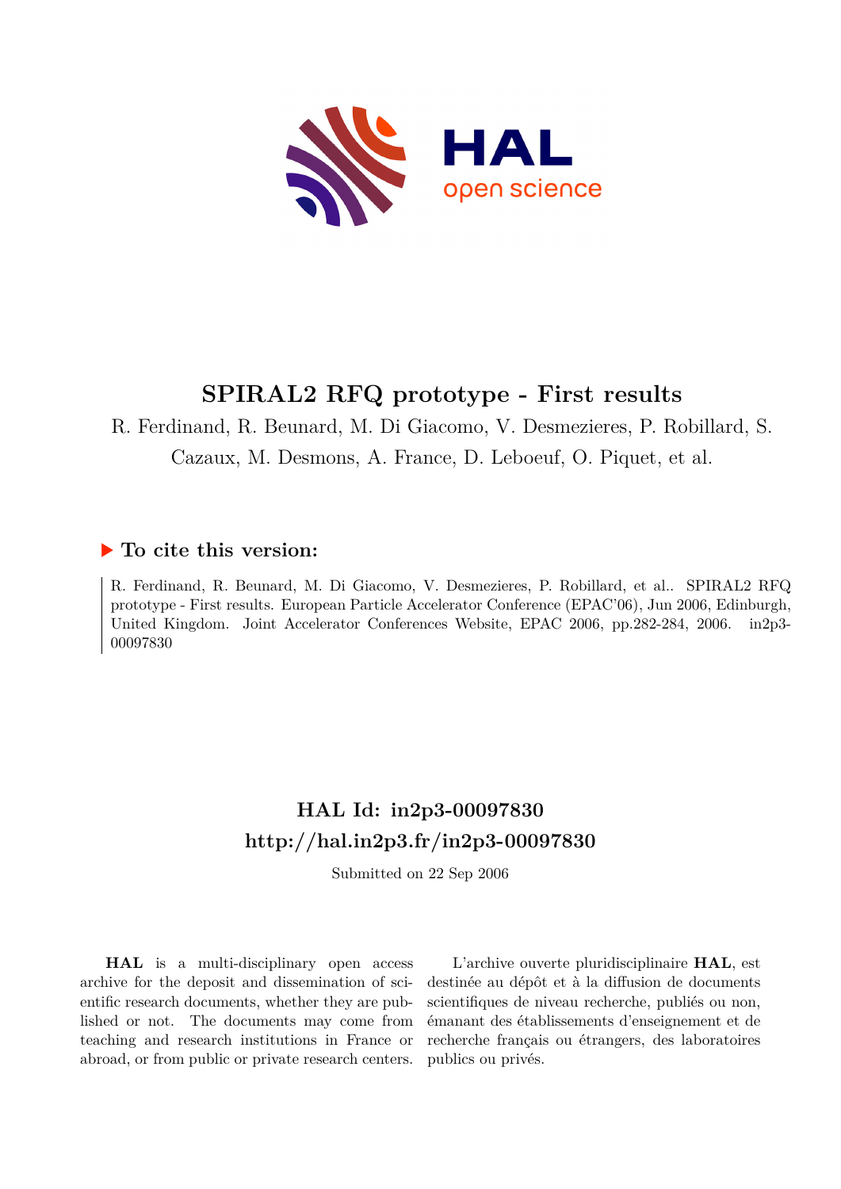# SPIRAL2 RFQ prototype - First results

R. Ferdinand, R. Beunard, M. Di Giacomo, V. Desmezieres, P. Robillard, S. Cazaux, M. Desmons, A. France, D. Leboeuf, O. Piquet, et al.

## To cite this version:

R. Ferdinand, R. Beunard, M. Di Giacomo, V. Desmezieres, P. Robillard, et al.. SPIRAL2 RFQ prototype - First results. European Particle Accelerator Conference (EPAC'06), Jun 2006, Edinburgh, United Kingdom. Joint Accelerator Conferences Website, EPAC 2006, pp.282-284, 2006. in2p3-00097830

## HAL Id: in2p3-00097830
## http://hal.in2p3.fr/in2p3-00097830

Submitted on 22 Sep 2006

**HAL** is a multi-disciplinary open access archive for the deposit and dissemination of scientific research documents, whether they are published or not. The documents may come from teaching and research institutions in France or abroad, or from public or private research centers.

L'archive ouverte pluridisciplinaire **HAL**, est destinée au dépôt et à la diffusion de documents scientifiques de niveau recherche, publiés ou non, émanant des établissements d'enseignement et de recherche français ou étrangers, des laboratoires publics ou privés.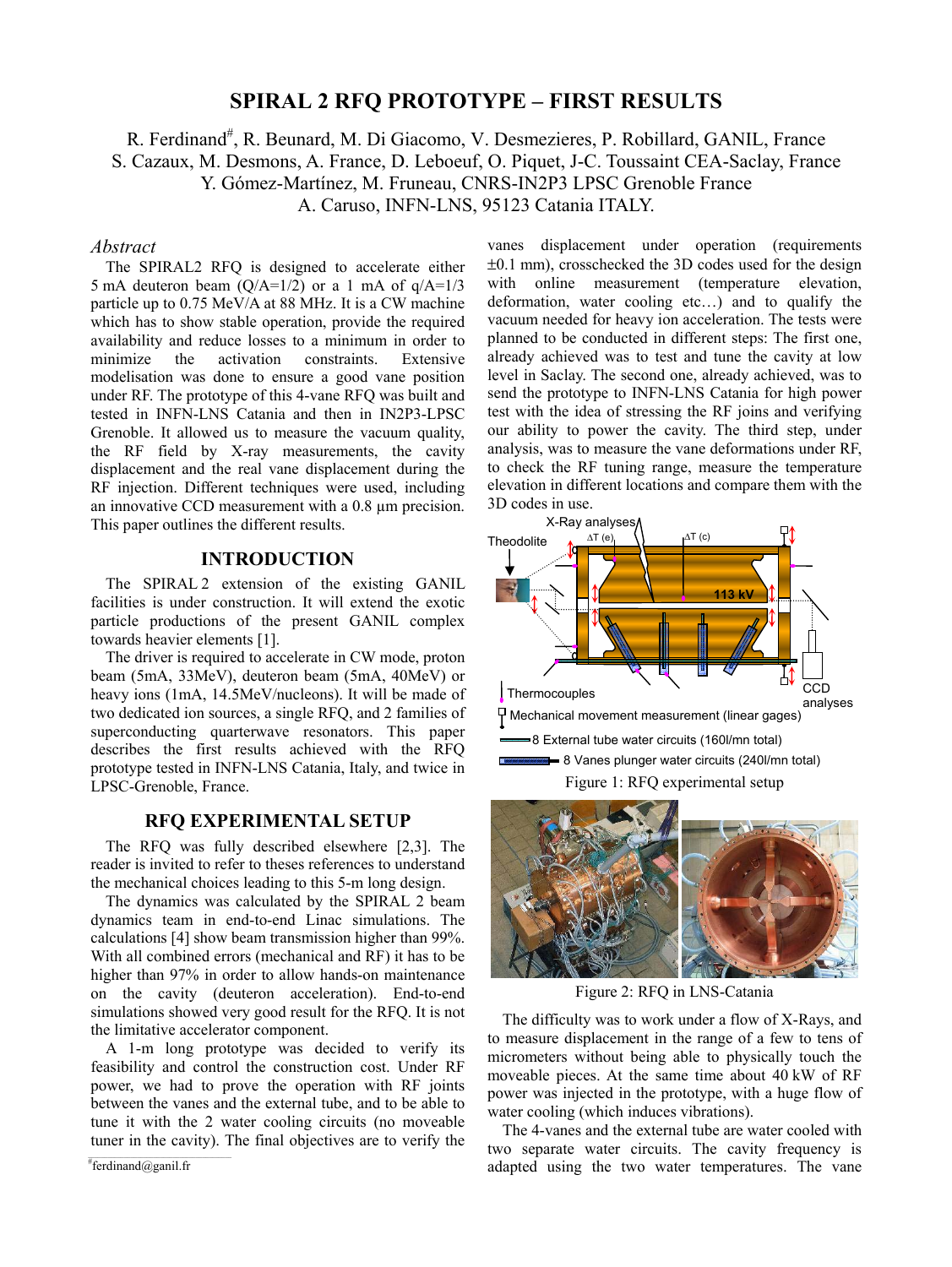# SPIRAL 2 RFQ PROTOTYPE – FIRST RESULTS

R. Ferdinand[#], R. Beunard, M. Di Giacomo, V. Desmezieres, P. Robillard, GANIL, France
S. Cazaux, M. Desmons, A. France, D. Leboeuf, O. Piquet, J-C. Toussaint CEA-Saclay, France
Y. Gómez-Martínez, M. Fruneau, CNRS-IN2P3 LPSC Grenoble France
A. Caruso, INFN-LNS, 95123 Catania ITALY.

## *Abstract*

The SPIRAL2 RFQ is designed to accelerate either 5 mA deuteron beam (Q/A=1/2) or a 1 mA of q/A=1/3 particle up to 0.75 MeV/A at 88 MHz. It is a CW machine which has to show stable operation, provide the required availability and reduce losses to a minimum in order to minimize the activation constraints. Extensive modelisation was done to ensure a good vane position under RF. The prototype of this 4-vane RFQ was built and tested in INFN-LNS Catania and then in IN2P3-LPSC Grenoble. It allowed us to measure the vacuum quality, the RF field by X-ray measurements, the cavity displacement and the real vane displacement during the RF injection. Different techniques were used, including an innovative CCD measurement with a 0.8 µm precision. This paper outlines the different results.

## INTRODUCTION

The SPIRAL 2 extension of the existing GANIL facilities is under construction. It will extend the exotic particle productions of the present GANIL complex towards heavier elements [1].

The driver is required to accelerate in CW mode, proton beam (5mA, 33MeV), deuteron beam (5mA, 40MeV) or heavy ions (1mA, 14.5MeV/nucleons). It will be made of two dedicated ion sources, a single RFQ, and 2 families of superconducting quarterwave resonators. This paper describes the first results achieved with the RFQ prototype tested in INFN-LNS Catania, Italy, and twice in LPSC-Grenoble, France.

## RFQ EXPERIMENTAL SETUP

The RFQ was fully described elsewhere [2,3]. The reader is invited to refer to theses references to understand the mechanical choices leading to this 5-m long design.

The dynamics was calculated by the SPIRAL 2 beam dynamics team in end-to-end Linac simulations. The calculations [4] show beam transmission higher than 99%. With all combined errors (mechanical and RF) it has to be higher than 97% in order to allow hands-on maintenance on the cavity (deuteron acceleration). End-to-end simulations showed very good result for the RFQ. It is not the limitative accelerator component.

A 1-m long prototype was decided to verify its feasibility and control the construction cost. Under RF power, we had to prove the operation with RF joints between the vanes and the external tube, and to be able to tune it with the 2 water cooling circuits (no moveable tuner in the cavity). The final objectives are to verify the vanes displacement under operation (requirements ±0.1 mm), crosschecked the 3D codes used for the design with online measurement (temperature elevation, deformation, water cooling etc…) and to qualify the vacuum needed for heavy ion acceleration. The tests were planned to be conducted in different steps: The first one, already achieved was to test and tune the cavity at low level in Saclay. The second one, already achieved, was to send the prototype to INFN-LNS Catania for high power test with the idea of stressing the RF joins and verifying our ability to power the cavity. The third step, under analysis, was to measure the vane deformations under RF, to check the RF tuning range, measure the temperature elevation in different locations and compare them with the 3D codes in use.

Figure 1: RFQ experimental setup

Figure 2: RFQ in LNS-Catania

The difficulty was to work under a flow of X-Rays, and to measure displacement in the range of a few to tens of micrometers without being able to physically touch the moveable pieces. At the same time about 40 kW of RF power was injected in the prototype, with a huge flow of water cooling (which induces vibrations).

The 4-vanes and the external tube are water cooled with two separate water circuits. The cavity frequency is adapted using the two water temperatures. The vane

[#]ferdinand@ganil.fr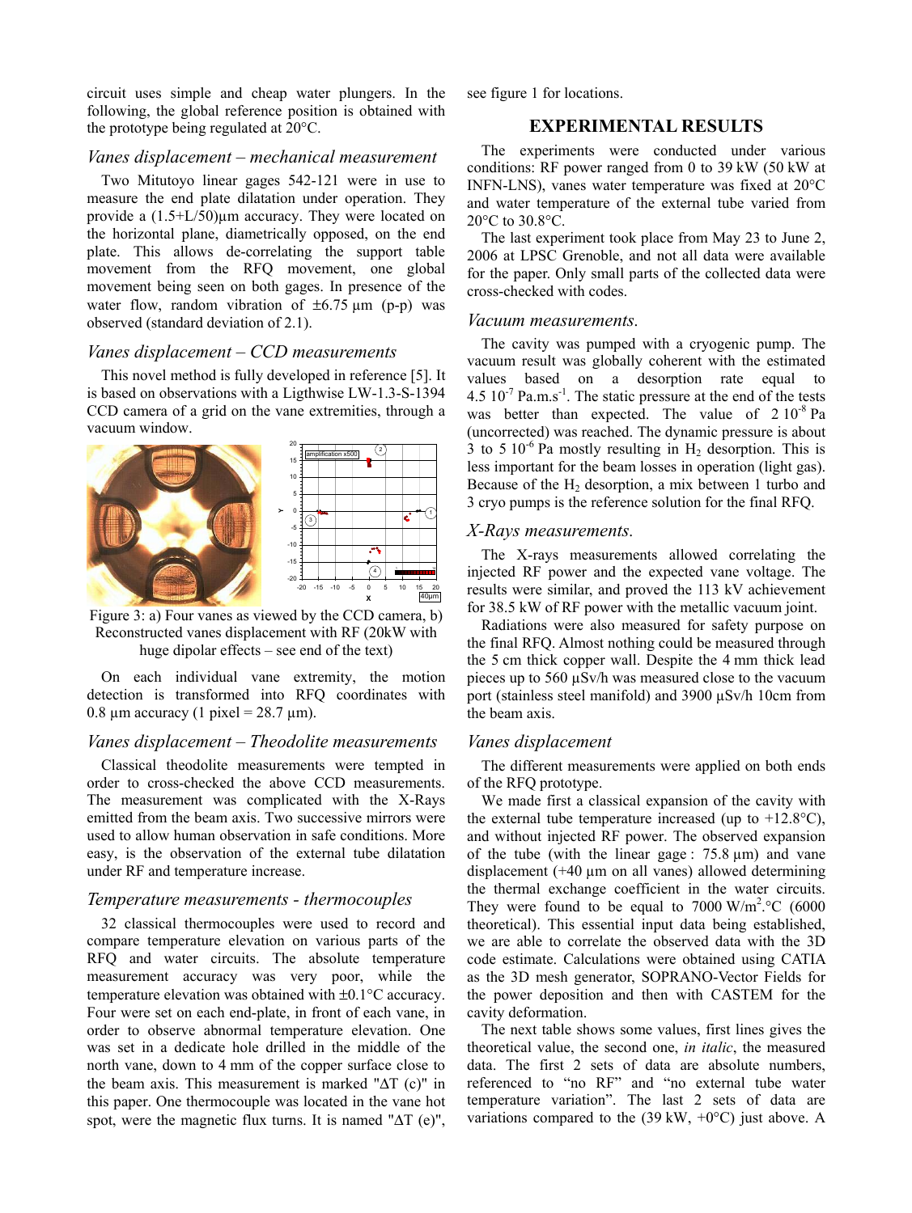circuit uses simple and cheap water plungers. In the following, the global reference position is obtained with the prototype being regulated at 20°C.

### *Vanes displacement – mechanical measurement*

Two Mitutoyo linear gages 542-121 were in use to measure the end plate dilatation under operation. They provide a (1.5+L/50)µm accuracy. They were located on the horizontal plane, diametrically opposed, on the end plate. This allows de-correlating the support table movement from the RFQ movement, one global movement being seen on both gages. In presence of the water flow, random vibration of ±6.75 µm (p-p) was observed (standard deviation of 2.1).

### *Vanes displacement – CCD measurements*

This novel method is fully developed in reference [5]. It is based on observations with a Ligthwise LW-1.3-S-1394 CCD camera of a grid on the vane extremities, through a vacuum window.

Figure 3: a) Four vanes as viewed by the CCD camera, b) Reconstructed vanes displacement with RF (20kW with huge dipolar effects – see end of the text)

On each individual vane extremity, the motion detection is transformed into RFQ coordinates with 0.8 µm accuracy (1 pixel = 28.7 µm).

### *Vanes displacement – Theodolite measurements*

Classical theodolite measurements were tempted in order to cross-checked the above CCD measurements. The measurement was complicated with the X-Rays emitted from the beam axis. Two successive mirrors were used to allow human observation in safe conditions. More easy, is the observation of the external tube dilatation under RF and temperature increase.

### *Temperature measurements - thermocouples*

32 classical thermocouples were used to record and compare temperature elevation on various parts of the RFQ and water circuits. The absolute temperature measurement accuracy was very poor, while the temperature elevation was obtained with ±0.1°C accuracy. Four were set on each end-plate, in front of each vane, in order to observe abnormal temperature elevation. One was set in a dedicate hole drilled in the middle of the north vane, down to 4 mm of the copper surface close to the beam axis. This measurement is marked "ΔT (c)" in this paper. One thermocouple was located in the vane hot spot, were the magnetic flux turns. It is named "ΔT (e)", see figure 1 for locations.

## EXPERIMENTAL RESULTS

The experiments were conducted under various conditions: RF power ranged from 0 to 39 kW (50 kW at INFN-LNS), vanes water temperature was fixed at 20°C and water temperature of the external tube varied from 20°C to 30.8°C.

The last experiment took place from May 23 to June 2, 2006 at LPSC Grenoble, and not all data were available for the paper. Only small parts of the collected data were cross-checked with codes.

### *Vacuum measurements.*

The cavity was pumped with a cryogenic pump. The vacuum result was globally coherent with the estimated values based on a desorption rate equal to $4.5\ 10^{-7}$ Pa.m.s$^{-1}$. The static pressure at the end of the tests was better than expected. The value of $2\ 10^{-8}$ Pa (uncorrected) was reached. The dynamic pressure is about 3 to $5\ 10^{-6}$ Pa mostly resulting in $H_2$ desorption. This is less important for the beam losses in operation (light gas). Because of the $H_2$ desorption, a mix between 1 turbo and 3 cryo pumps is the reference solution for the final RFQ.

### *X-Rays measurements.*

The X-rays measurements allowed correlating the injected RF power and the expected vane voltage. The results were similar, and proved the 113 kV achievement for 38.5 kW of RF power with the metallic vacuum joint.

Radiations were also measured for safety purpose on the final RFQ. Almost nothing could be measured through the 5 cm thick copper wall. Despite the 4 mm thick lead pieces up to 560 µSv/h was measured close to the vacuum port (stainless steel manifold) and 3900 µSv/h 10cm from the beam axis.

### *Vanes displacement*

The different measurements were applied on both ends of the RFQ prototype.

We made first a classical expansion of the cavity with the external tube temperature increased (up to +12.8°C), and without injected RF power. The observed expansion of the tube (with the linear gage : 75.8 µm) and vane displacement (+40 µm on all vanes) allowed determining the thermal exchange coefficient in the water circuits. They were found to be equal to 7000 W/m$^2$.°C (6000 theoretical). This essential input data being established, we are able to correlate the observed data with the 3D code estimate. Calculations were obtained using CATIA as the 3D mesh generator, SOPRANO-Vector Fields for the power deposition and then with CASTEM for the cavity deformation.

The next table shows some values, first lines gives the theoretical value, the second one, *in italic*, the measured data. The first 2 sets of data are absolute numbers, referenced to "no RF" and "no external tube water temperature variation". The last 2 sets of data are variations compared to the (39 kW, +0°C) just above. A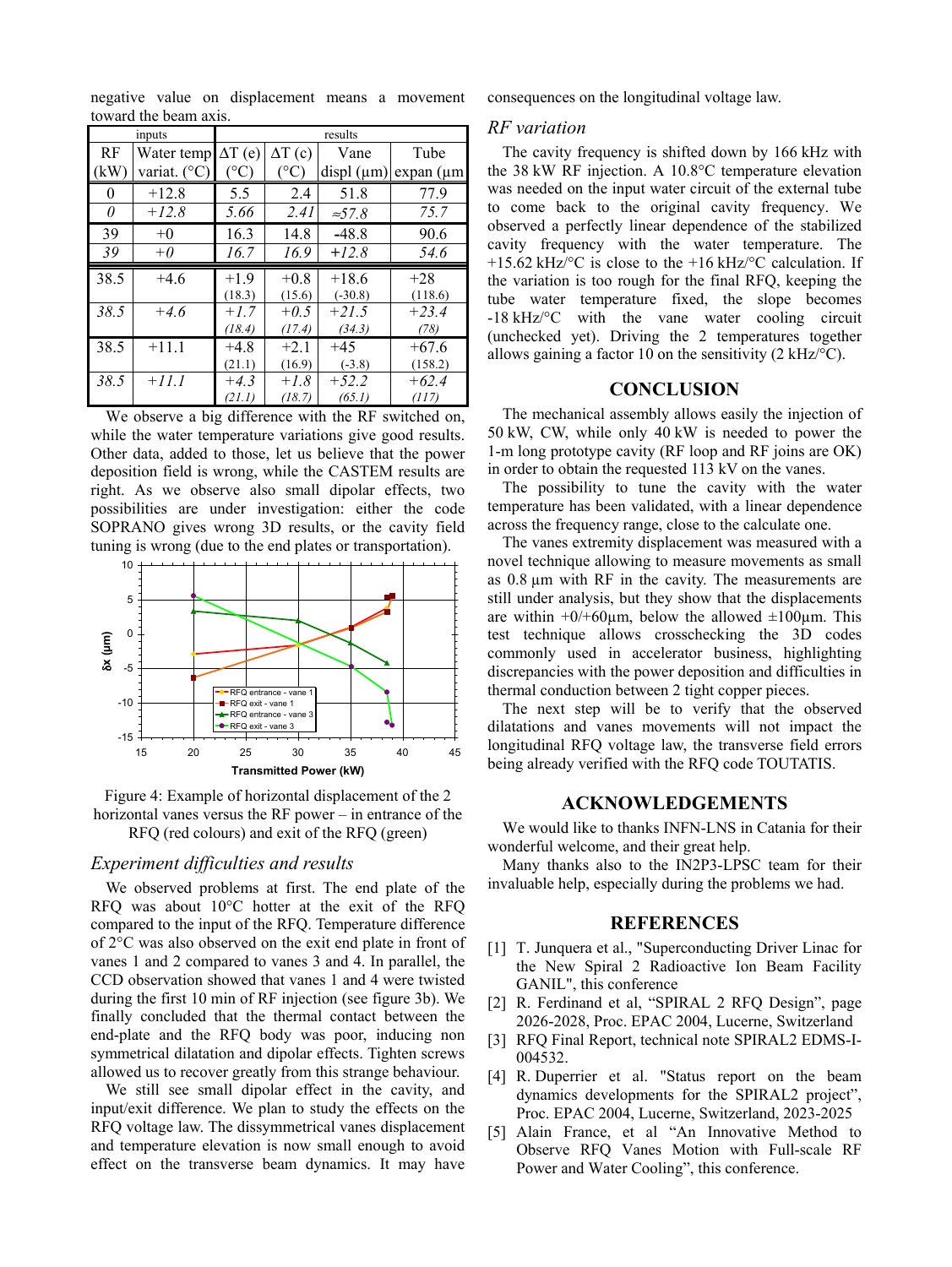negative value on displacement means a movement toward the beam axis.

| inputs | | results | | | |
|---|---|---|---|---|---|
| RF (kW) | Water temp variat. (°C) | ΔT (e) (°C) | ΔT (c) (°C) | Vane displ (μm) | Tube expan (μm |
| 0 | +12.8 | 5.5 | 2.4 | 51.8 | 77.9 |
| *0* | *+12.8* | *5.66* | *2.41* | *≈57.8* | *75.7* |
| 39 | +0 | 16.3 | 14.8 | -48.8 | 90.6 |
| *39* | *+0* | *16.7* | *16.9* | *+12.8* | *54.6* |
| 38.5 | +4.6 | +1.9 (18.3) | +0.8 (15.6) | +18.6 (-30.8) | +28 (118.6) |
| *38.5* | *+4.6* | *+1.7 (18.4)* | *+0.5 (17.4)* | *+21.5 (34.3)* | *+23.4 (78)* |
| 38.5 | +11.1 | +4.8 (21.1) | +2.1 (16.9) | +45 (-3.8) | +67.6 (158.2) |
| *38.5* | *+11.1* | *+4.3 (21.1)* | *+1.8 (18.7)* | *+52.2 (65.1)* | *+62.4 (117)* |

We observe a big difference with the RF switched on, while the water temperature variations give good results. Other data, added to those, let us believe that the power deposition field is wrong, while the CASTEM results are right. As we observe also small dipolar effects, two possibilities are under investigation: either the code SOPRANO gives wrong 3D results, or the cavity field tuning is wrong (due to the end plates or transportation).

δx (μm)
10
5
0
-5
-10
-15
15 20 25 30 35 40 45
Transmitted Power (kW)
RFQ entrance - vane 1
RFQ exit - vane 1
RFQ entrance - vane 3
RFQ exit - vane 3

Figure 4: Example of horizontal displacement of the 2 horizontal vanes versus the RF power – in entrance of the RFQ (red colours) and exit of the RFQ (green)

### *Experiment difficulties and results*

We observed problems at first. The end plate of the RFQ was about 10°C hotter at the exit of the RFQ compared to the input of the RFQ. Temperature difference of 2°C was also observed on the exit end plate in front of vanes 1 and 2 compared to vanes 3 and 4. In parallel, the CCD observation showed that vanes 1 and 4 were twisted during the first 10 min of RF injection (see figure 3b). We finally concluded that the thermal contact between the end-plate and the RFQ body was poor, inducing non symmetrical dilatation and dipolar effects. Tighten screws allowed us to recover greatly from this strange behaviour.

We still see small dipolar effect in the cavity, and input/exit difference. We plan to study the effects on the RFQ voltage law. The dissymmetrical vanes displacement and temperature elevation is now small enough to avoid effect on the transverse beam dynamics. It may have consequences on the longitudinal voltage law.

### *RF variation*

The cavity frequency is shifted down by 166 kHz with the 38 kW RF injection. A 10.8°C temperature elevation was needed on the input water circuit of the external tube to come back to the original cavity frequency. We observed a perfectly linear dependence of the stabilized cavity frequency with the water temperature. The +15.62 kHz/°C is close to the +16 kHz/°C calculation. If the variation is too rough for the final RFQ, keeping the tube water temperature fixed, the slope becomes -18 kHz/°C with the vane water cooling circuit (unchecked yet). Driving the 2 temperatures together allows gaining a factor 10 on the sensitivity (2 kHz/°C).

## CONCLUSION

The mechanical assembly allows easily the injection of 50 kW, CW, while only 40 kW is needed to power the 1-m long prototype cavity (RF loop and RF joins are OK) in order to obtain the requested 113 kV on the vanes.

The possibility to tune the cavity with the water temperature has been validated, with a linear dependence across the frequency range, close to the calculate one.

The vanes extremity displacement was measured with a novel technique allowing to measure movements as small as 0.8 μm with RF in the cavity. The measurements are still under analysis, but they show that the displacements are within +0/+60μm, below the allowed ±100μm. This test technique allows crosschecking the 3D codes commonly used in accelerator business, highlighting discrepancies with the power deposition and difficulties in thermal conduction between 2 tight copper pieces.

The next step will be to verify that the observed dilatations and vanes movements will not impact the longitudinal RFQ voltage law, the transverse field errors being already verified with the RFQ code TOUTATIS.

## ACKNOWLEDGEMENTS

We would like to thanks INFN-LNS in Catania for their wonderful welcome, and their great help.

Many thanks also to the IN2P3-LPSC team for their invaluable help, especially during the problems we had.

## REFERENCES

[1] T. Junquera et al., "Superconducting Driver Linac for the New Spiral 2 Radioactive Ion Beam Facility GANIL", this conference

[2] R. Ferdinand et al, "SPIRAL 2 RFQ Design", page 2026-2028, Proc. EPAC 2004, Lucerne, Switzerland

[3] RFQ Final Report, technical note SPIRAL2 EDMS-I-004532.

[4] R. Duperrier et al. "Status report on the beam dynamics developments for the SPIRAL2 project", Proc. EPAC 2004, Lucerne, Switzerland, 2023-2025

[5] Alain France, et al "An Innovative Method to Observe RFQ Vanes Motion with Full-scale RF Power and Water Cooling", this conference.